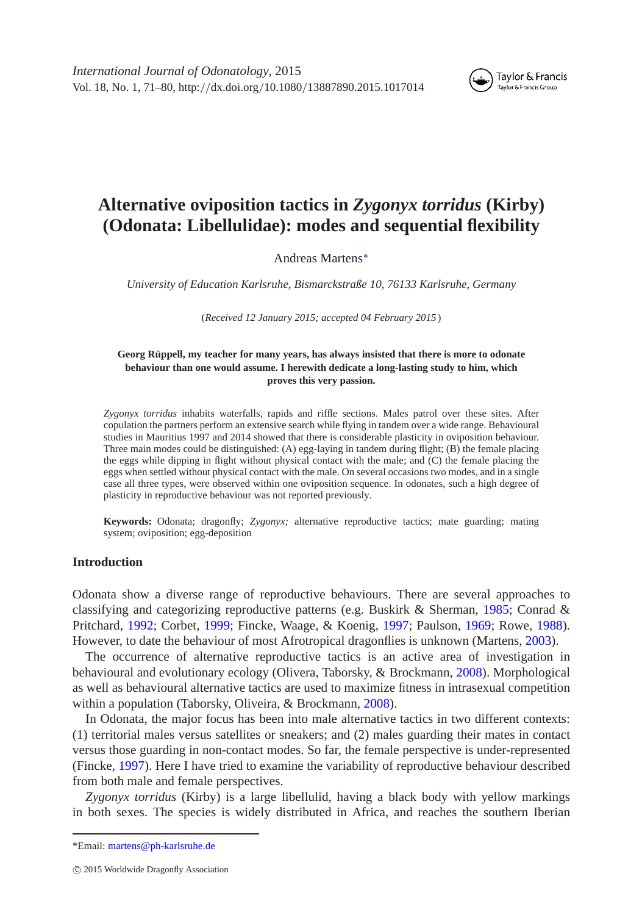# Alternative oviposition tactics in *Zygonyx torridus* (Kirby) (Odonata: Libellulidae): modes and sequential flexibility

Andreas Martens*

*University of Education Karlsruhe, Bismarckstraße 10, 76133 Karlsruhe, Germany*

(*Received 12 January 2015; accepted 04 February 2015*)

**Georg Rüppell, my teacher for many years, has always insisted that there is more to odonate behaviour than one would assume. I herewith dedicate a long-lasting study to him, which proves this very passion.**

*Zygonyx torridus* inhabits waterfalls, rapids and riffle sections. Males patrol over these sites. After copulation the partners perform an extensive search while flying in tandem over a wide range. Behavioural studies in Mauritius 1997 and 2014 showed that there is considerable plasticity in oviposition behaviour. Three main modes could be distinguished: (A) egg-laying in tandem during flight; (B) the female placing the eggs while dipping in flight without physical contact with the male; and (C) the female placing the eggs when settled without physical contact with the male. On several occasions two modes, and in a single case all three types, were observed within one oviposition sequence. In odonates, such a high degree of plasticity in reproductive behaviour was not reported previously.

**Keywords:** Odonata; dragonfly; *Zygonyx;* alternative reproductive tactics; mate guarding; mating system; oviposition; egg-deposition

## Introduction

Odonata show a diverse range of reproductive behaviours. There are several approaches to classifying and categorizing reproductive patterns (e.g. Buskirk & Sherman, 1985; Conrad & Pritchard, 1992; Corbet, 1999; Fincke, Waage, & Koenig, 1997; Paulson, 1969; Rowe, 1988). However, to date the behaviour of most Afrotropical dragonflies is unknown (Martens, 2003).

The occurrence of alternative reproductive tactics is an active area of investigation in behavioural and evolutionary ecology (Olivera, Taborsky, & Brockmann, 2008). Morphological as well as behavioural alternative tactics are used to maximize fitness in intrasexual competition within a population (Taborsky, Oliveira, & Brockmann, 2008).

In Odonata, the major focus has been into male alternative tactics in two different contexts: (1) territorial males versus satellites or sneakers; and (2) males guarding their mates in contact versus those guarding in non-contact modes. So far, the female perspective is under-represented (Fincke, 1997). Here I have tried to examine the variability of reproductive behaviour described from both male and female perspectives.

*Zygonyx torridus* (Kirby) is a large libellulid, having a black body with yellow markings in both sexes. The species is widely distributed in Africa, and reaches the southern Iberian

---

*Email: martens@ph-karlsruhe.de

© 2015 Worldwide Dragonfly Association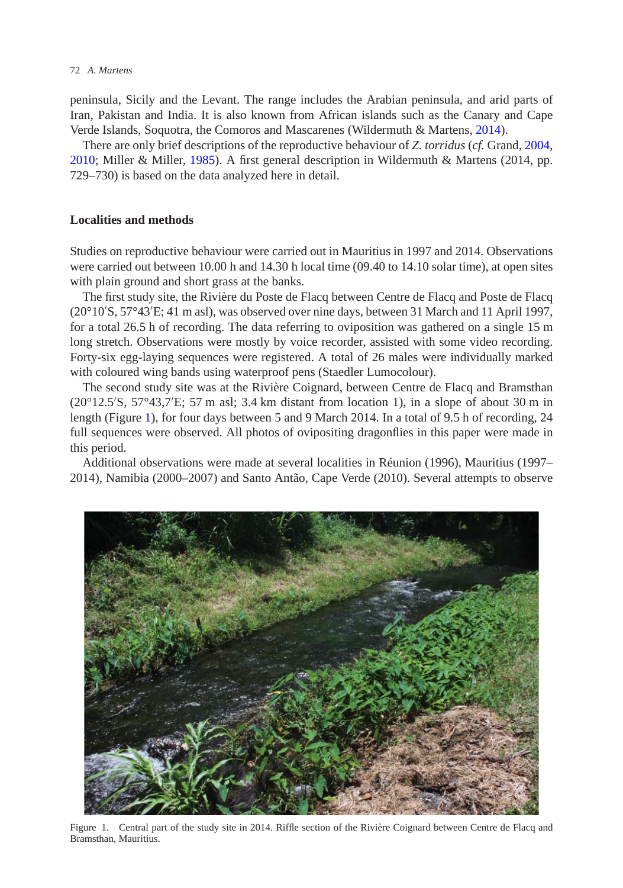peninsula, Sicily and the Levant. The range includes the Arabian peninsula, and arid parts of Iran, Pakistan and India. It is also known from African islands such as the Canary and Cape Verde Islands, Soquotra, the Comoros and Mascarenes (Wildermuth & Martens, 2014).

There are only brief descriptions of the reproductive behaviour of *Z. torridus* (*cf.* Grand, 2004, 2010; Miller & Miller, 1985). A first general description in Wildermuth & Martens (2014, pp. 729–730) is based on the data analyzed here in detail.

## Localities and methods

Studies on reproductive behaviour were carried out in Mauritius in 1997 and 2014. Observations were carried out between 10.00 h and 14.30 h local time (09.40 to 14.10 solar time), at open sites with plain ground and short grass at the banks.

The first study site, the Rivière du Poste de Flacq between Centre de Flacq and Poste de Flacq (20°10′S, 57°43′E; 41 m asl), was observed over nine days, between 31 March and 11 April 1997, for a total 26.5 h of recording. The data referring to oviposition was gathered on a single 15 m long stretch. Observations were mostly by voice recorder, assisted with some video recording. Forty-six egg-laying sequences were registered. A total of 26 males were individually marked with coloured wing bands using waterproof pens (Staedler Lumocolour).

The second study site was at the Rivière Coignard, between Centre de Flacq and Bramsthan (20°12.5′S, 57°43,7′E; 57 m asl; 3.4 km distant from location 1), in a slope of about 30 m in length (Figure 1), for four days between 5 and 9 March 2014. In a total of 9.5 h of recording, 24 full sequences were observed. All photos of ovipositing dragonflies in this paper were made in this period.

Additional observations were made at several localities in Réunion (1996), Mauritius (1997–2014), Namibia (2000–2007) and Santo Antão, Cape Verde (2010). Several attempts to observe

Figure 1. Central part of the study site in 2014. Riffle section of the Rivière Coignard between Centre de Flacq and Bramsthan, Mauritius.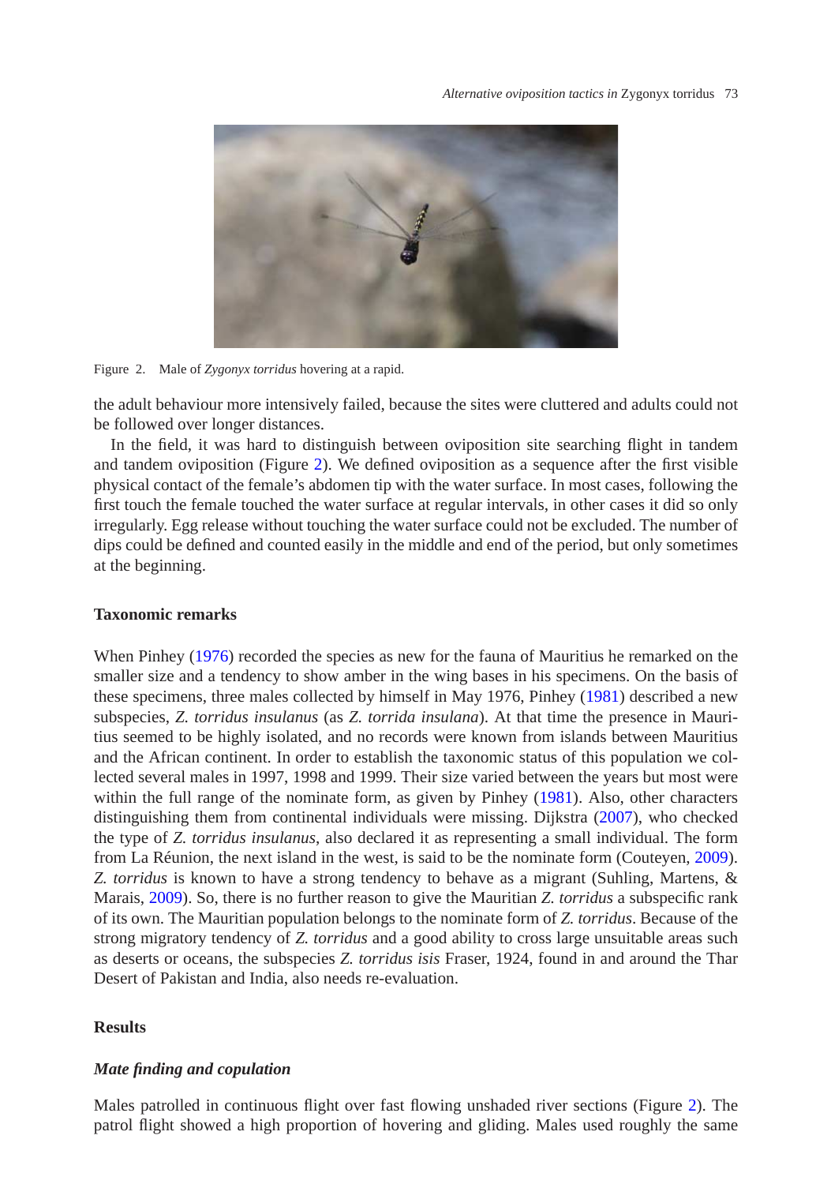Figure 2. Male of *Zygonyx torridus* hovering at a rapid.

the adult behaviour more intensively failed, because the sites were cluttered and adults could not be followed over longer distances.

In the field, it was hard to distinguish between oviposition site searching flight in tandem and tandem oviposition (Figure 2). We defined oviposition as a sequence after the first visible physical contact of the female's abdomen tip with the water surface. In most cases, following the first touch the female touched the water surface at regular intervals, in other cases it did so only irregularly. Egg release without touching the water surface could not be excluded. The number of dips could be defined and counted easily in the middle and end of the period, but only sometimes at the beginning.

## Taxonomic remarks

When Pinhey (1976) recorded the species as new for the fauna of Mauritius he remarked on the smaller size and a tendency to show amber in the wing bases in his specimens. On the basis of these specimens, three males collected by himself in May 1976, Pinhey (1981) described a new subspecies, *Z. torridus insulanus* (as *Z. torrida insulana*). At that time the presence in Mauritius seemed to be highly isolated, and no records were known from islands between Mauritius and the African continent. In order to establish the taxonomic status of this population we collected several males in 1997, 1998 and 1999. Their size varied between the years but most were within the full range of the nominate form, as given by Pinhey (1981). Also, other characters distinguishing them from continental individuals were missing. Dijkstra (2007), who checked the type of *Z. torridus insulanus*, also declared it as representing a small individual. The form from La Réunion, the next island in the west, is said to be the nominate form (Couteyen, 2009). *Z. torridus* is known to have a strong tendency to behave as a migrant (Suhling, Martens, & Marais, 2009). So, there is no further reason to give the Mauritian *Z. torridus* a subspecific rank of its own. The Mauritian population belongs to the nominate form of *Z. torridus*. Because of the strong migratory tendency of *Z. torridus* and a good ability to cross large unsuitable areas such as deserts or oceans, the subspecies *Z. torridus isis* Fraser, 1924, found in and around the Thar Desert of Pakistan and India, also needs re-evaluation.

## Results

### *Mate finding and copulation*

Males patrolled in continuous flight over fast flowing unshaded river sections (Figure 2). The patrol flight showed a high proportion of hovering and gliding. Males used roughly the same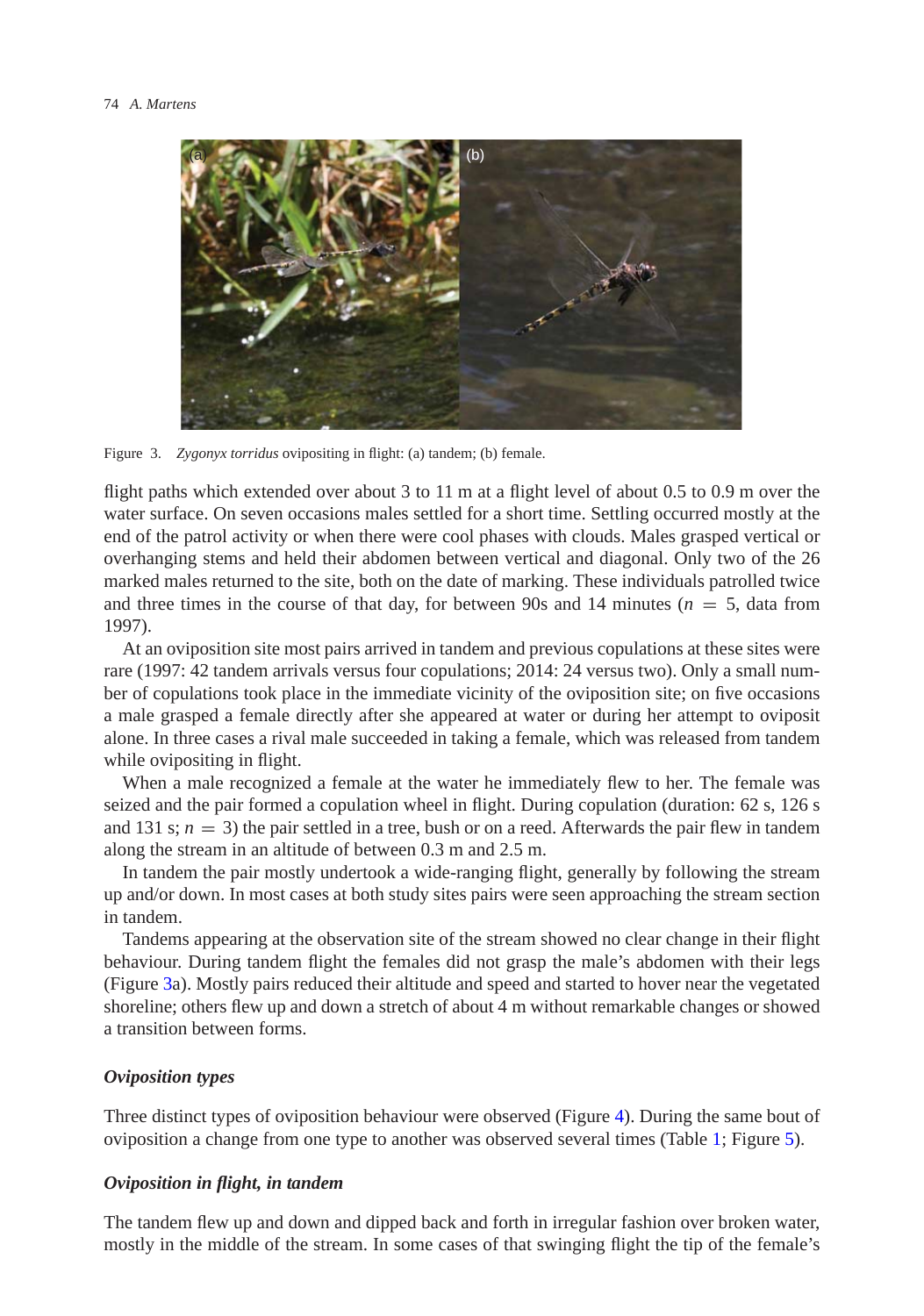Figure 3. *Zygonyx torridus* ovipositing in flight: (a) tandem; (b) female.

flight paths which extended over about 3 to 11 m at a flight level of about 0.5 to 0.9 m over the water surface. On seven occasions males settled for a short time. Settling occurred mostly at the end of the patrol activity or when there were cool phases with clouds. Males grasped vertical or overhanging stems and held their abdomen between vertical and diagonal. Only two of the 26 marked males returned to the site, both on the date of marking. These individuals patrolled twice and three times in the course of that day, for between 90s and 14 minutes ($n = 5$, data from 1997).

At an oviposition site most pairs arrived in tandem and previous copulations at these sites were rare (1997: 42 tandem arrivals versus four copulations; 2014: 24 versus two). Only a small number of copulations took place in the immediate vicinity of the oviposition site; on five occasions a male grasped a female directly after she appeared at water or during her attempt to oviposit alone. In three cases a rival male succeeded in taking a female, which was released from tandem while ovipositing in flight.

When a male recognized a female at the water he immediately flew to her. The female was seized and the pair formed a copulation wheel in flight. During copulation (duration: 62 s, 126 s and 131 s; $n = 3$) the pair settled in a tree, bush or on a reed. Afterwards the pair flew in tandem along the stream in an altitude of between 0.3 m and 2.5 m.

In tandem the pair mostly undertook a wide-ranging flight, generally by following the stream up and/or down. In most cases at both study sites pairs were seen approaching the stream section in tandem.

Tandems appearing at the observation site of the stream showed no clear change in their flight behaviour. During tandem flight the females did not grasp the male's abdomen with their legs (Figure 3a). Mostly pairs reduced their altitude and speed and started to hover near the vegetated shoreline; others flew up and down a stretch of about 4 m without remarkable changes or showed a transition between forms.

### *Oviposition types*

Three distinct types of oviposition behaviour were observed (Figure 4). During the same bout of oviposition a change from one type to another was observed several times (Table 1; Figure 5).

### *Oviposition in flight, in tandem*

The tandem flew up and down and dipped back and forth in irregular fashion over broken water, mostly in the middle of the stream. In some cases of that swinging flight the tip of the female's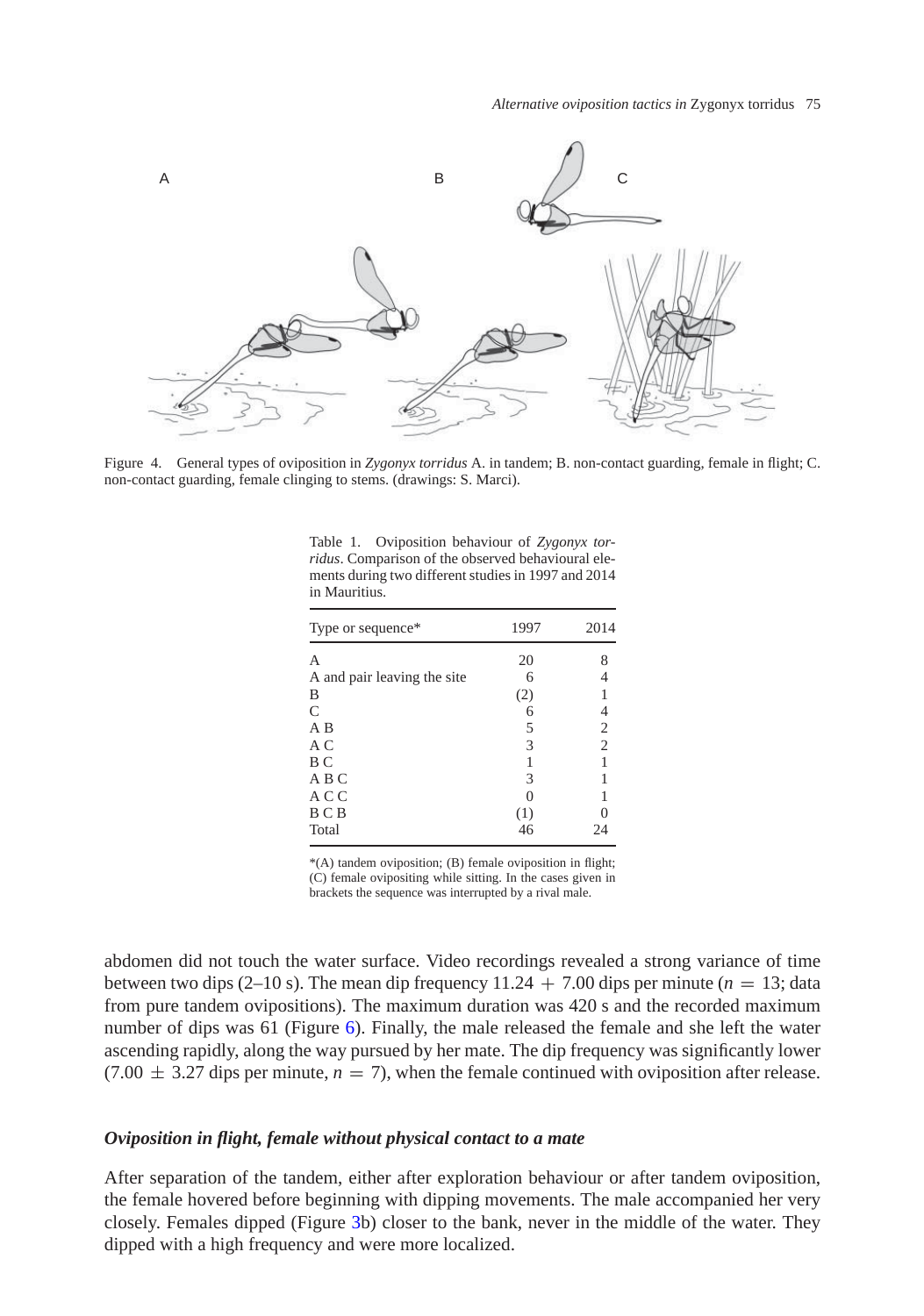Figure 4. General types of oviposition in *Zygonyx torridus* A. in tandem; B. non-contact guarding, female in flight; C. non-contact guarding, female clinging to stems. (drawings: S. Marci).

Table 1. Oviposition behaviour of *Zygonyx torridus*. Comparison of the observed behavioural elements during two different studies in 1997 and 2014 in Mauritius.

| Type or sequence* | 1997 | 2014 |
|---|---|---|
| A | 20 | 8 |
| A and pair leaving the site | 6 | 4 |
| B | (2) | 1 |
| C | 6 | 4 |
| A B | 5 | 2 |
| A C | 3 | 2 |
| B C | 1 | 1 |
| A B C | 3 | 1 |
| A C C | 0 | 1 |
| B C B | (1) | 0 |
| Total | 46 | 24 |

*(A) tandem oviposition; (B) female oviposition in flight; (C) female ovipositing while sitting. In the cases given in brackets the sequence was interrupted by a rival male.

abdomen did not touch the water surface. Video recordings revealed a strong variance of time between two dips (2–10 s). The mean dip frequency 11.24 + 7.00 dips per minute ($n = 13$; data from pure tandem ovipositions). The maximum duration was 420 s and the recorded maximum number of dips was 61 (Figure 6). Finally, the male released the female and she left the water ascending rapidly, along the way pursued by her mate. The dip frequency was significantly lower (7.00 ± 3.27 dips per minute, $n = 7$), when the female continued with oviposition after release.

### *Oviposition in flight, female without physical contact to a mate*

After separation of the tandem, either after exploration behaviour or after tandem oviposition, the female hovered before beginning with dipping movements. The male accompanied her very closely. Females dipped (Figure 3b) closer to the bank, never in the middle of the water. They dipped with a high frequency and were more localized.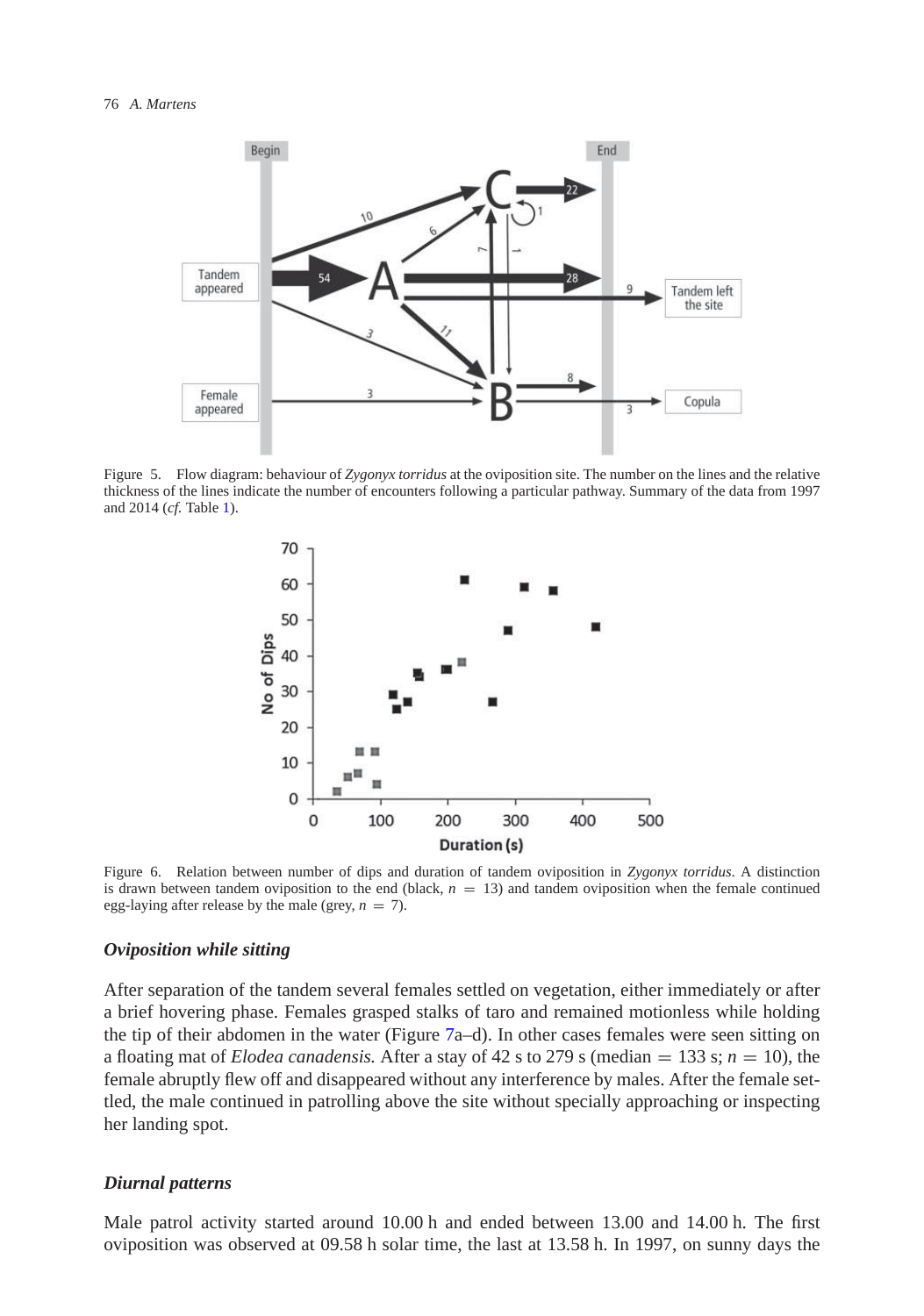Figure 5. Flow diagram: behaviour of *Zygonyx torridus* at the oviposition site. The number on the lines and the relative thickness of the lines indicate the number of encounters following a particular pathway. Summary of the data from 1997 and 2014 (*cf.* Table 1).

Figure 6. Relation between number of dips and duration of tandem oviposition in *Zygonyx torridus*. A distinction is drawn between tandem oviposition to the end (black, $n = 13$) and tandem oviposition when the female continued egg-laying after release by the male (grey, $n = 7$).

### *Oviposition while sitting*

After separation of the tandem several females settled on vegetation, either immediately or after a brief hovering phase. Females grasped stalks of taro and remained motionless while holding the tip of their abdomen in the water (Figure 7a–d). In other cases females were seen sitting on a floating mat of *Elodea canadensis.* After a stay of 42 s to 279 s (median = 133 s; $n = 10$), the female abruptly flew off and disappeared without any interference by males. After the female settled, the male continued in patrolling above the site without specially approaching or inspecting her landing spot.

### *Diurnal patterns*

Male patrol activity started around 10.00 h and ended between 13.00 and 14.00 h. The first oviposition was observed at 09.58 h solar time, the last at 13.58 h. In 1997, on sunny days the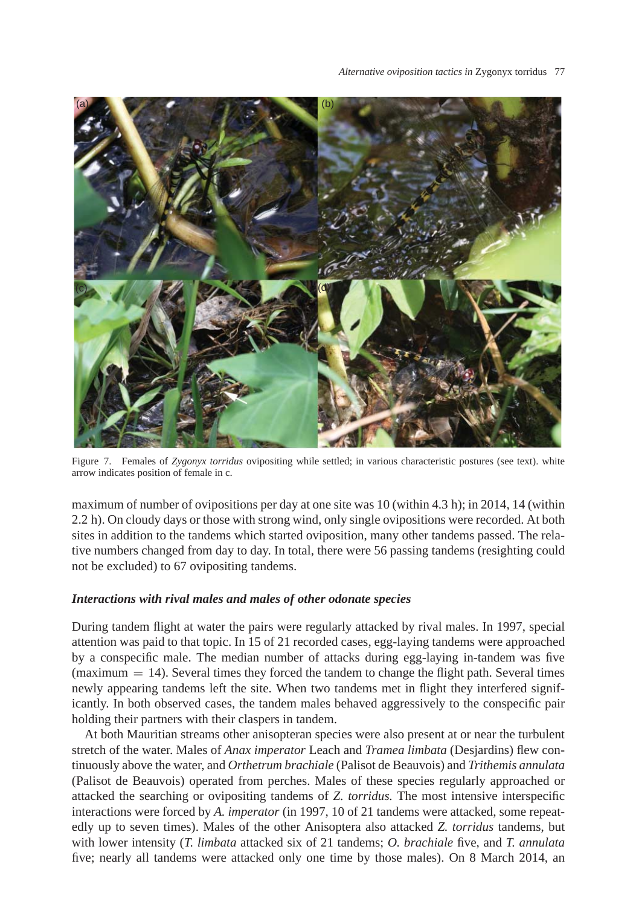Figure 7. Females of *Zygonyx torridus* ovipositing while settled; in various characteristic postures (see text). white arrow indicates position of female in c.

maximum of number of ovipositions per day at one site was 10 (within 4.3 h); in 2014, 14 (within 2.2 h). On cloudy days or those with strong wind, only single ovipositions were recorded. At both sites in addition to the tandems which started oviposition, many other tandems passed. The relative numbers changed from day to day. In total, there were 56 passing tandems (resighting could not be excluded) to 67 ovipositing tandems.

### *Interactions with rival males and males of other odonate species*

During tandem flight at water the pairs were regularly attacked by rival males. In 1997, special attention was paid to that topic. In 15 of 21 recorded cases, egg-laying tandems were approached by a conspecific male. The median number of attacks during egg-laying in-tandem was five (maximum = 14). Several times they forced the tandem to change the flight path. Several times newly appearing tandems left the site. When two tandems met in flight they interfered significantly. In both observed cases, the tandem males behaved aggressively to the conspecific pair holding their partners with their claspers in tandem.

At both Mauritian streams other anisopteran species were also present at or near the turbulent stretch of the water. Males of *Anax imperator* Leach and *Tramea limbata* (Desjardins) flew continuously above the water, and *Orthetrum brachiale* (Palisot de Beauvois) and *Trithemis annulata* (Palisot de Beauvois) operated from perches. Males of these species regularly approached or attacked the searching or ovipositing tandems of *Z. torridus.* The most intensive interspecific interactions were forced by *A. imperator* (in 1997, 10 of 21 tandems were attacked, some repeatedly up to seven times). Males of the other Anisoptera also attacked *Z. torridus* tandems, but with lower intensity (*T. limbata* attacked six of 21 tandems; *O. brachiale* five, and *T. annulata* five; nearly all tandems were attacked only one time by those males). On 8 March 2014, an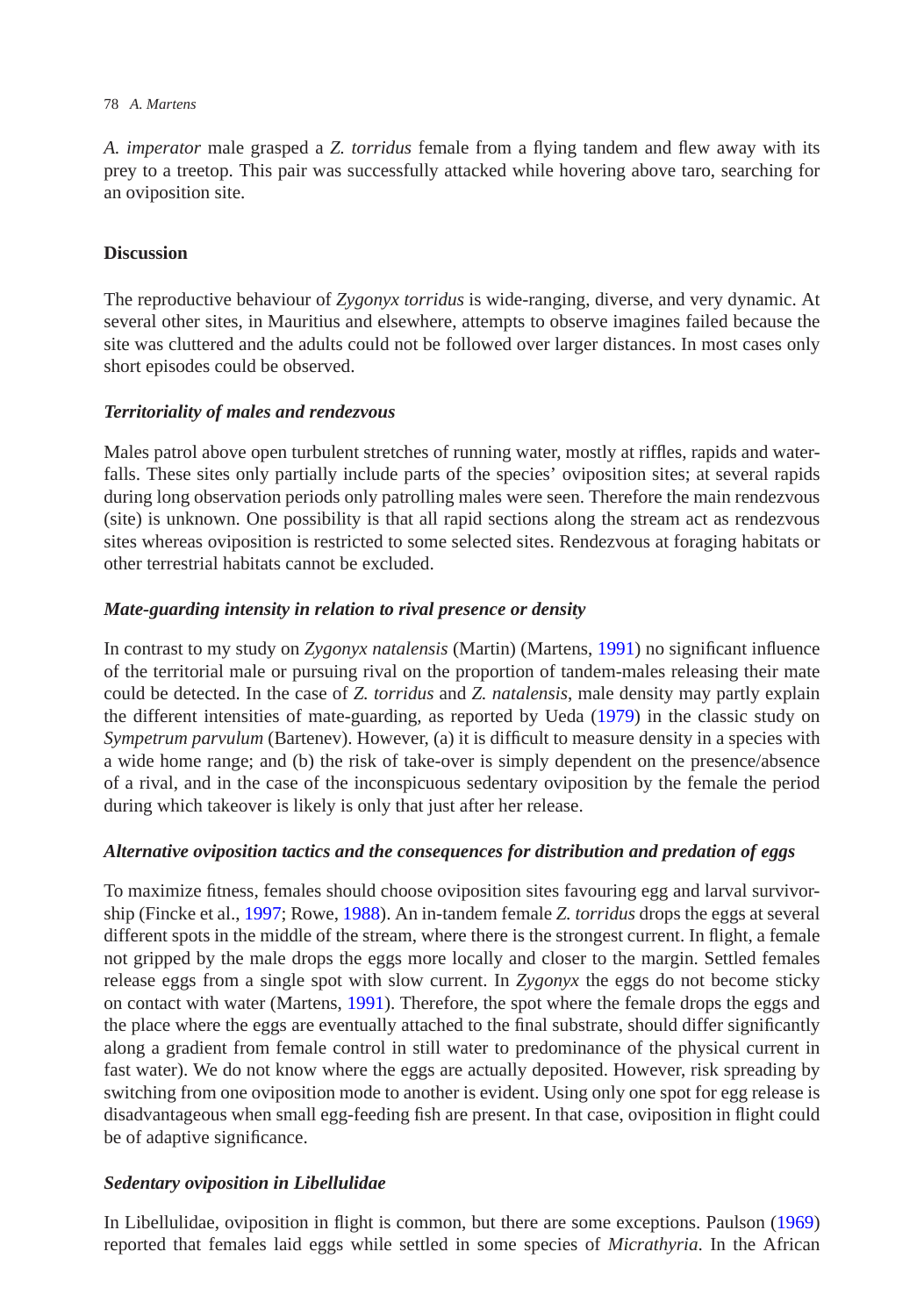*A. imperator* male grasped a *Z. torridus* female from a flying tandem and flew away with its prey to a treetop. This pair was successfully attacked while hovering above taro, searching for an oviposition site.

## Discussion

The reproductive behaviour of *Zygonyx torridus* is wide-ranging, diverse, and very dynamic. At several other sites, in Mauritius and elsewhere, attempts to observe imagines failed because the site was cluttered and the adults could not be followed over larger distances. In most cases only short episodes could be observed.

### *Territoriality of males and rendezvous*

Males patrol above open turbulent stretches of running water, mostly at riffles, rapids and waterfalls. These sites only partially include parts of the species' oviposition sites; at several rapids during long observation periods only patrolling males were seen. Therefore the main rendezvous (site) is unknown. One possibility is that all rapid sections along the stream act as rendezvous sites whereas oviposition is restricted to some selected sites. Rendezvous at foraging habitats or other terrestrial habitats cannot be excluded.

### *Mate-guarding intensity in relation to rival presence or density*

In contrast to my study on *Zygonyx natalensis* (Martin) (Martens, 1991) no significant influence of the territorial male or pursuing rival on the proportion of tandem-males releasing their mate could be detected. In the case of *Z. torridus* and *Z. natalensis*, male density may partly explain the different intensities of mate-guarding, as reported by Ueda (1979) in the classic study on *Sympetrum parvulum* (Bartenev). However, (a) it is difficult to measure density in a species with a wide home range; and (b) the risk of take-over is simply dependent on the presence/absence of a rival, and in the case of the inconspicuous sedentary oviposition by the female the period during which takeover is likely is only that just after her release.

### *Alternative oviposition tactics and the consequences for distribution and predation of eggs*

To maximize fitness, females should choose oviposition sites favouring egg and larval survivorship (Fincke et al., 1997; Rowe, 1988). An in-tandem female *Z. torridus* drops the eggs at several different spots in the middle of the stream, where there is the strongest current. In flight, a female not gripped by the male drops the eggs more locally and closer to the margin. Settled females release eggs from a single spot with slow current. In *Zygonyx* the eggs do not become sticky on contact with water (Martens, 1991). Therefore, the spot where the female drops the eggs and the place where the eggs are eventually attached to the final substrate, should differ significantly along a gradient from female control in still water to predominance of the physical current in fast water). We do not know where the eggs are actually deposited. However, risk spreading by switching from one oviposition mode to another is evident. Using only one spot for egg release is disadvantageous when small egg-feeding fish are present. In that case, oviposition in flight could be of adaptive significance.

### *Sedentary oviposition in Libellulidae*

In Libellulidae, oviposition in flight is common, but there are some exceptions. Paulson (1969) reported that females laid eggs while settled in some species of *Micrathyria*. In the African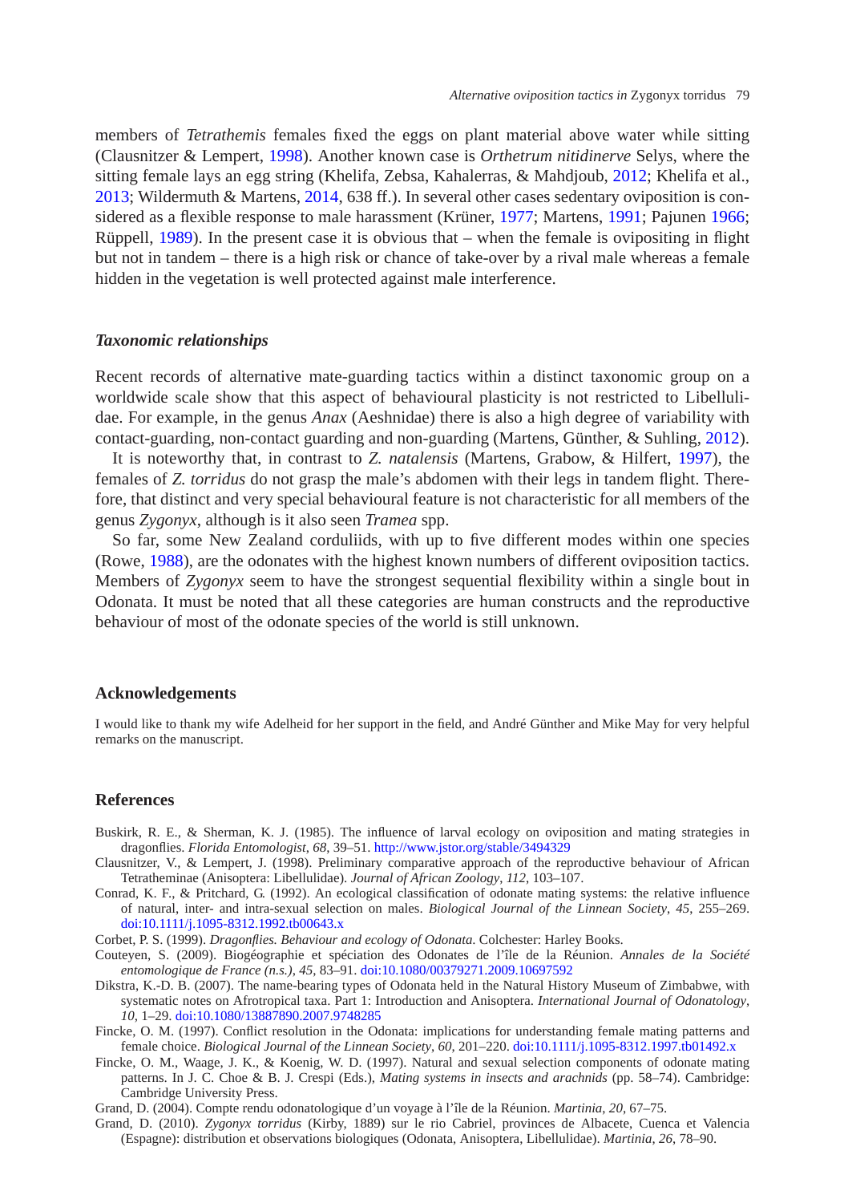members of *Tetrathemis* females fixed the eggs on plant material above water while sitting (Clausnitzer & Lempert, 1998). Another known case is *Orthetrum nitidinerve* Selys, where the sitting female lays an egg string (Khelifa, Zebsa, Kahalerras, & Mahdjoub, 2012; Khelifa et al., 2013; Wildermuth & Martens, 2014, 638 ff.). In several other cases sedentary oviposition is considered as a flexible response to male harassment (Krüner, 1977; Martens, 1991; Pajunen 1966; Rüppell, 1989). In the present case it is obvious that – when the female is ovipositing in flight but not in tandem – there is a high risk or chance of take-over by a rival male whereas a female hidden in the vegetation is well protected against male interference.

### *Taxonomic relationships*

Recent records of alternative mate-guarding tactics within a distinct taxonomic group on a worldwide scale show that this aspect of behavioural plasticity is not restricted to Libellulidae. For example, in the genus *Anax* (Aeshnidae) there is also a high degree of variability with contact-guarding, non-contact guarding and non-guarding (Martens, Günther, & Suhling, 2012).

It is noteworthy that, in contrast to *Z. natalensis* (Martens, Grabow, & Hilfert, 1997), the females of *Z. torridus* do not grasp the male's abdomen with their legs in tandem flight. Therefore, that distinct and very special behavioural feature is not characteristic for all members of the genus *Zygonyx*, although is it also seen *Tramea* spp.

So far, some New Zealand corduliids, with up to five different modes within one species (Rowe, 1988), are the odonates with the highest known numbers of different oviposition tactics. Members of *Zygonyx* seem to have the strongest sequential flexibility within a single bout in Odonata. It must be noted that all these categories are human constructs and the reproductive behaviour of most of the odonate species of the world is still unknown.

## Acknowledgements

I would like to thank my wife Adelheid for her support in the field, and André Günther and Mike May for very helpful remarks on the manuscript.

## References

Buskirk, R. E., & Sherman, K. J. (1985). The influence of larval ecology on oviposition and mating strategies in dragonflies. *Florida Entomologist*, *68*, 39–51. http://www.jstor.org/stable/3494329

Clausnitzer, V., & Lempert, J. (1998). Preliminary comparative approach of the reproductive behaviour of African Tetratheminae (Anisoptera: Libellulidae). *Journal of African Zoology*, *112*, 103–107.

Conrad, K. F., & Pritchard, G. (1992). An ecological classification of odonate mating systems: the relative influence of natural, inter- and intra-sexual selection on males. *Biological Journal of the Linnean Society*, *45*, 255–269. doi:10.1111/j.1095-8312.1992.tb00643.x

Corbet, P. S. (1999). *Dragonflies. Behaviour and ecology of Odonata*. Colchester: Harley Books.

Couteyen, S. (2009). Biogéographie et spéciation des Odonates de l'île de la Réunion. *Annales de la Société entomologique de France (n.s.)*, *45*, 83–91. doi:10.1080/00379271.2009.10697592

Dikstra, K.-D. B. (2007). The name-bearing types of Odonata held in the Natural History Museum of Zimbabwe, with systematic notes on Afrotropical taxa. Part 1: Introduction and Anisoptera. *International Journal of Odonatology*, *10*, 1–29. doi:10.1080/13887890.2007.9748285

Fincke, O. M. (1997). Conflict resolution in the Odonata: implications for understanding female mating patterns and female choice. *Biological Journal of the Linnean Society*, *60*, 201–220. doi:10.1111/j.1095-8312.1997.tb01492.x

Fincke, O. M., Waage, J. K., & Koenig, W. D. (1997). Natural and sexual selection components of odonate mating patterns. In J. C. Choe & B. J. Crespi (Eds.), *Mating systems in insects and arachnids* (pp. 58–74). Cambridge: Cambridge University Press.

Grand, D. (2004). Compte rendu odonatologique d'un voyage à l'île de la Réunion. *Martinia*, *20*, 67–75.

Grand, D. (2010). *Zygonyx torridus* (Kirby, 1889) sur le rio Cabriel, provinces de Albacete, Cuenca et Valencia (Espagne): distribution et observations biologiques (Odonata, Anisoptera, Libellulidae). *Martinia*, *26*, 78–90.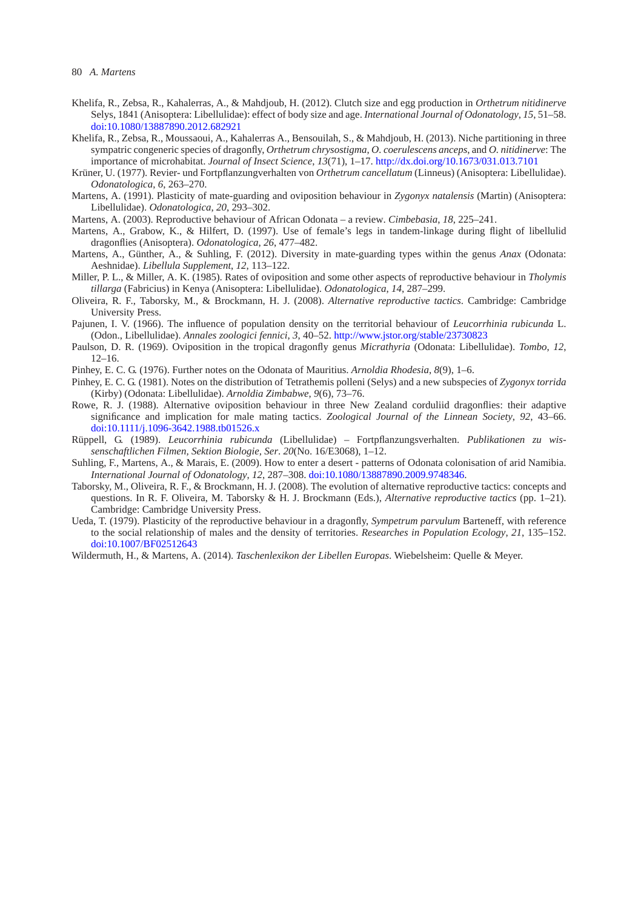Khelifa, R., Zebsa, R., Kahalerras, A., & Mahdjoub, H. (2012). Clutch size and egg production in *Orthetrum nitidinerve* Selys, 1841 (Anisoptera: Libellulidae): effect of body size and age. *International Journal of Odonatology*, *15*, 51–58. doi:10.1080/13887890.2012.682921

Khelifa, R., Zebsa, R., Moussaoui, A., Kahalerras A., Bensouilah, S., & Mahdjoub, H. (2013). Niche partitioning in three sympatric congeneric species of dragonfly, *Orthetrum chrysostigma*, *O. coerulescens anceps*, and *O. nitidinerve*: The importance of microhabitat. *Journal of Insect Science*, *13*(71), 1–17. http://dx.doi.org/10.1673/031.013.7101

Krüner, U. (1977). Revier- und Fortpflanzungverhalten von *Orthetrum cancellatum* (Linneus) (Anisoptera: Libellulidae). *Odonatologica*, *6*, 263–270.

Martens, A. (1991). Plasticity of mate-guarding and oviposition behaviour in *Zygonyx natalensis* (Martin) (Anisoptera: Libellulidae). *Odonatologica*, *20*, 293–302.

Martens, A. (2003). Reproductive behaviour of African Odonata – a review. *Cimbebasia*, *18*, 225–241.

Martens, A., Grabow, K., & Hilfert, D. (1997). Use of female's legs in tandem-linkage during flight of libellulid dragonflies (Anisoptera). *Odonatologica*, *26*, 477–482.

Martens, A., Günther, A., & Suhling, F. (2012). Diversity in mate-guarding types within the genus *Anax* (Odonata: Aeshnidae). *Libellula Supplement*, *12*, 113–122.

Miller, P. L., & Miller, A. K. (1985). Rates of oviposition and some other aspects of reproductive behaviour in *Tholymis tillarga* (Fabricius) in Kenya (Anisoptera: Libellulidae). *Odonatologica*, *14*, 287–299.

Oliveira, R. F., Taborsky, M., & Brockmann, H. J. (2008). *Alternative reproductive tactics*. Cambridge: Cambridge University Press.

Pajunen, I. V. (1966). The influence of population density on the territorial behaviour of *Leucorrhinia rubicunda* L. (Odon., Libellulidae). *Annales zoologici fennici*, *3*, 40–52. http://www.jstor.org/stable/23730823

Paulson, D. R. (1969). Oviposition in the tropical dragonfly genus *Micrathyria* (Odonata: Libellulidae). *Tombo*, *12*, 12–16.

Pinhey, E. C. G. (1976). Further notes on the Odonata of Mauritius. *Arnoldia Rhodesia*, *8*(9), 1–6.

Pinhey, E. C. G. (1981). Notes on the distribution of Tetrathemis polleni (Selys) and a new subspecies of *Zygonyx torrida* (Kirby) (Odonata: Libellulidae). *Arnoldia Zimbabwe*, *9*(6), 73–76.

Rowe, R. J. (1988). Alternative oviposition behaviour in three New Zealand corduliid dragonflies: their adaptive significance and implication for male mating tactics. *Zoological Journal of the Linnean Society*, *92*, 43–66. doi:10.1111/j.1096-3642.1988.tb01526.x

Rüppell, G. (1989). *Leucorrhinia rubicunda* (Libellulidae) – Fortpflanzungsverhalten. *Publikationen zu wissenschaftlichen Filmen, Sektion Biologie, Ser. 20*(No. 16/E3068), 1–12.

Suhling, F., Martens, A., & Marais, E. (2009). How to enter a desert - patterns of Odonata colonisation of arid Namibia. *International Journal of Odonatology*, *12*, 287–308. doi:10.1080/13887890.2009.9748346.

Taborsky, M., Oliveira, R. F., & Brockmann, H. J. (2008). The evolution of alternative reproductive tactics: concepts and questions. In R. F. Oliveira, M. Taborsky & H. J. Brockmann (Eds.), *Alternative reproductive tactics* (pp. 1–21). Cambridge: Cambridge University Press.

Ueda, T. (1979). Plasticity of the reproductive behaviour in a dragonfly, *Sympetrum parvulum* Barteneff, with reference to the social relationship of males and the density of territories. *Researches in Population Ecology*, *21*, 135–152. doi:10.1007/BF02512643

Wildermuth, H., & Martens, A. (2014). *Taschenlexikon der Libellen Europas*. Wiebelsheim: Quelle & Meyer.